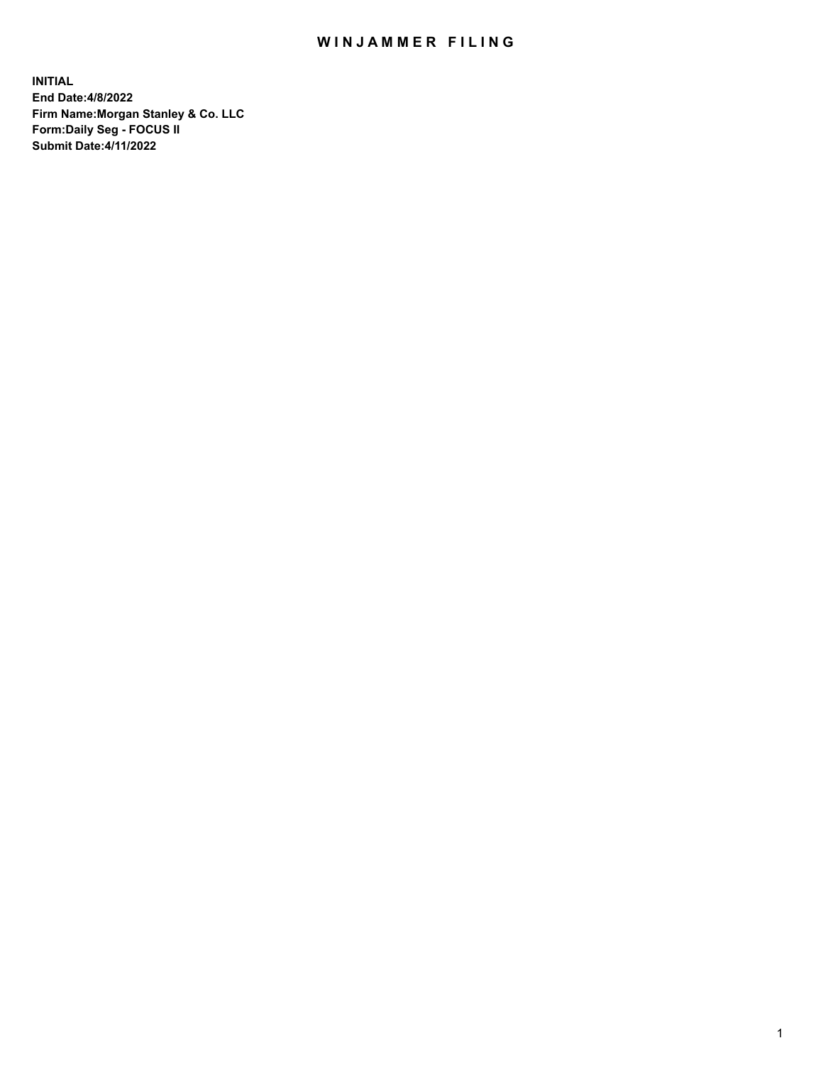# WINJAMMER FILING

**INITIAL**
**End Date:4/8/2022**
**Firm Name:Morgan Stanley & Co. LLC**
**Form:Daily Seg - FOCUS II**
**Submit Date:4/11/2022**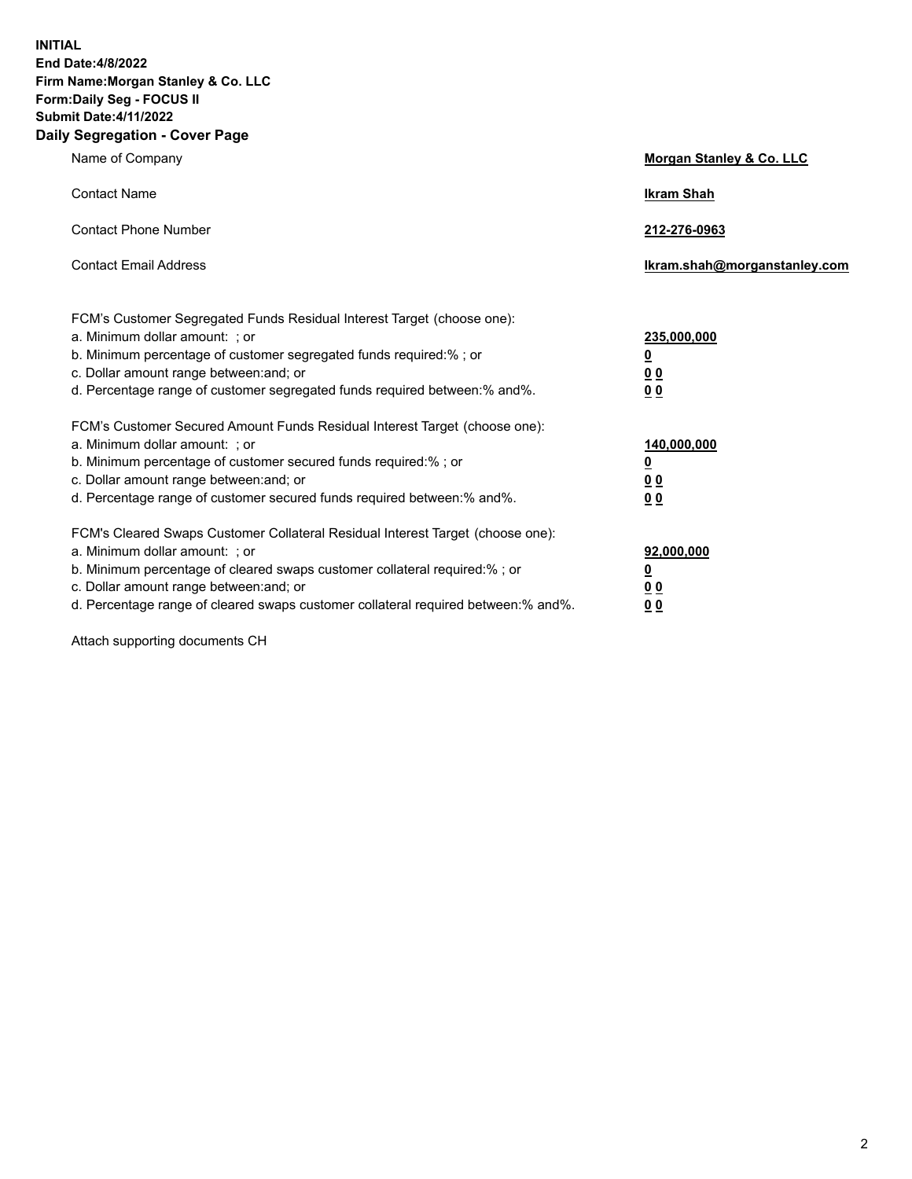**INITIAL**
**End Date:4/8/2022**
**Firm Name:Morgan Stanley & Co. LLC**
**Form:Daily Seg - FOCUS II**
**Submit Date:4/11/2022**

## Daily Segregation - Cover Page

| | |
|---|---|
| Name of Company | **Morgan Stanley & Co. LLC** |
| Contact Name | **Ikram Shah** |
| Contact Phone Number | **212-276-0963** |
| Contact Email Address | **Ikram.shah@morganstanley.com** |

| | |
|---|---|
| FCM's Customer Segregated Funds Residual Interest Target (choose one): | |
| a. Minimum dollar amount: ; or | **235,000,000** |
| b. Minimum percentage of customer segregated funds required:% ; or | **0** |
| c. Dollar amount range between:and; or | **0 0** |
| d. Percentage range of customer segregated funds required between:% and%. | **0 0** |
| FCM's Customer Secured Amount Funds Residual Interest Target (choose one): | |
| a. Minimum dollar amount: ; or | **140,000,000** |
| b. Minimum percentage of customer secured funds required:% ; or | **0** |
| c. Dollar amount range between:and; or | **0 0** |
| d. Percentage range of customer secured funds required between:% and%. | **0 0** |
| FCM's Cleared Swaps Customer Collateral Residual Interest Target (choose one): | |
| a. Minimum dollar amount: ; or | **92,000,000** |
| b. Minimum percentage of cleared swaps customer collateral required:% ; or | **0** |
| c. Dollar amount range between:and; or | **0 0** |
| d. Percentage range of cleared swaps customer collateral required between:% and%. | **0 0** |

Attach supporting documents CH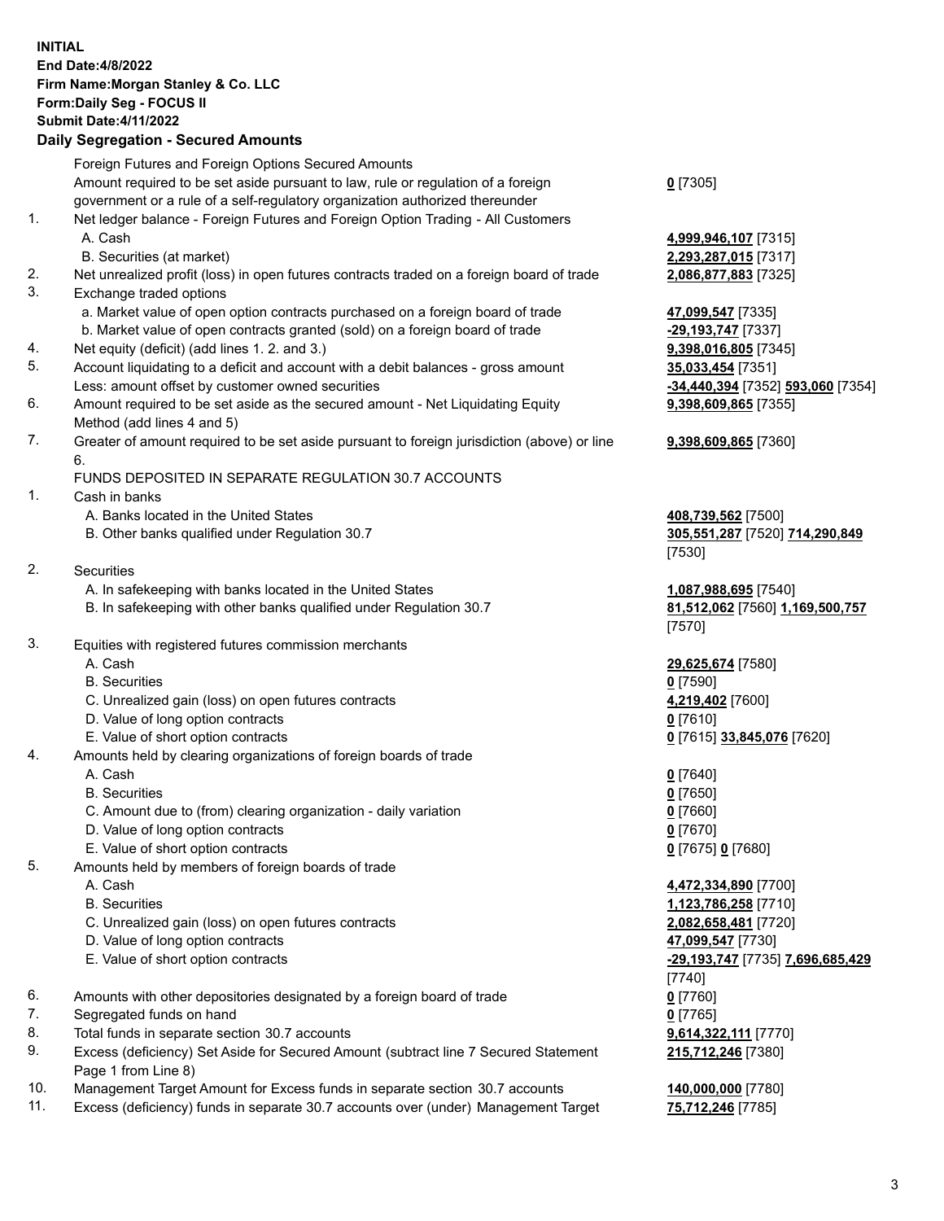**INITIAL**
**End Date:4/8/2022**
**Firm Name:Morgan Stanley & Co. LLC**
**Form:Daily Seg - FOCUS II**
**Submit Date:4/11/2022**

## Daily Segregation - Secured Amounts

| | | |
|---|---|---|
| | Foreign Futures and Foreign Options Secured Amounts | |
| | Amount required to be set aside pursuant to law, rule or regulation of a foreign government or a rule of a self-regulatory organization authorized thereunder | **0** [7305] |
| 1. | Net ledger balance - Foreign Futures and Foreign Option Trading - All Customers | |
| | A. Cash | **4,999,946,107** [7315] |
| | B. Securities (at market) | **2,293,287,015** [7317] |
| 2. | Net unrealized profit (loss) in open futures contracts traded on a foreign board of trade | **2,086,877,883** [7325] |
| 3. | Exchange traded options | |
| | a. Market value of open option contracts purchased on a foreign board of trade | **47,099,547** [7335] |
| | b. Market value of open contracts granted (sold) on a foreign board of trade | **-29,193,747** [7337] |
| 4. | Net equity (deficit) (add lines 1. 2. and 3.) | **9,398,016,805** [7345] |
| 5. | Account liquidating to a deficit and account with a debit balances - gross amount | **35,033,454** [7351] |
| | Less: amount offset by customer owned securities | **-34,440,394** [7352] **593,060** [7354] |
| 6. | Amount required to be set aside as the secured amount - Net Liquidating Equity Method (add lines 4 and 5) | **9,398,609,865** [7355] |
| 7. | Greater of amount required to be set aside pursuant to foreign jurisdiction (above) or line 6. | **9,398,609,865** [7360] |
| | FUNDS DEPOSITED IN SEPARATE REGULATION 30.7 ACCOUNTS | |
| 1. | Cash in banks | |
| | A. Banks located in the United States | **408,739,562** [7500] |
| | B. Other banks qualified under Regulation 30.7 | **305,551,287** [7520] **714,290,849** [7530] |
| 2. | Securities | |
| | A. In safekeeping with banks located in the United States | **1,087,988,695** [7540] |
| | B. In safekeeping with other banks qualified under Regulation 30.7 | **81,512,062** [7560] **1,169,500,757** [7570] |
| 3. | Equities with registered futures commission merchants | |
| | A. Cash | **29,625,674** [7580] |
| | B. Securities | **0** [7590] |
| | C. Unrealized gain (loss) on open futures contracts | **4,219,402** [7600] |
| | D. Value of long option contracts | **0** [7610] |
| | E. Value of short option contracts | **0** [7615] **33,845,076** [7620] |
| 4. | Amounts held by clearing organizations of foreign boards of trade | |
| | A. Cash | **0** [7640] |
| | B. Securities | **0** [7650] |
| | C. Amount due to (from) clearing organization - daily variation | **0** [7660] |
| | D. Value of long option contracts | **0** [7670] |
| | E. Value of short option contracts | **0** [7675] **0** [7680] |
| 5. | Amounts held by members of foreign boards of trade | |
| | A. Cash | **4,472,334,890** [7700] |
| | B. Securities | **1,123,786,258** [7710] |
| | C. Unrealized gain (loss) on open futures contracts | **2,082,658,481** [7720] |
| | D. Value of long option contracts | **47,099,547** [7730] |
| | E. Value of short option contracts | **-29,193,747** [7735] **7,696,685,429** [7740] |
| 6. | Amounts with other depositories designated by a foreign board of trade | **0** [7760] |
| 7. | Segregated funds on hand | **0** [7765] |
| 8. | Total funds in separate section 30.7 accounts | **9,614,322,111** [7770] |
| 9. | Excess (deficiency) Set Aside for Secured Amount (subtract line 7 Secured Statement Page 1 from Line 8) | **215,712,246** [7380] |
| 10. | Management Target Amount for Excess funds in separate section 30.7 accounts | **140,000,000** [7780] |
| 11. | Excess (deficiency) funds in separate 30.7 accounts over (under) Management Target | **75,712,246** [7785] |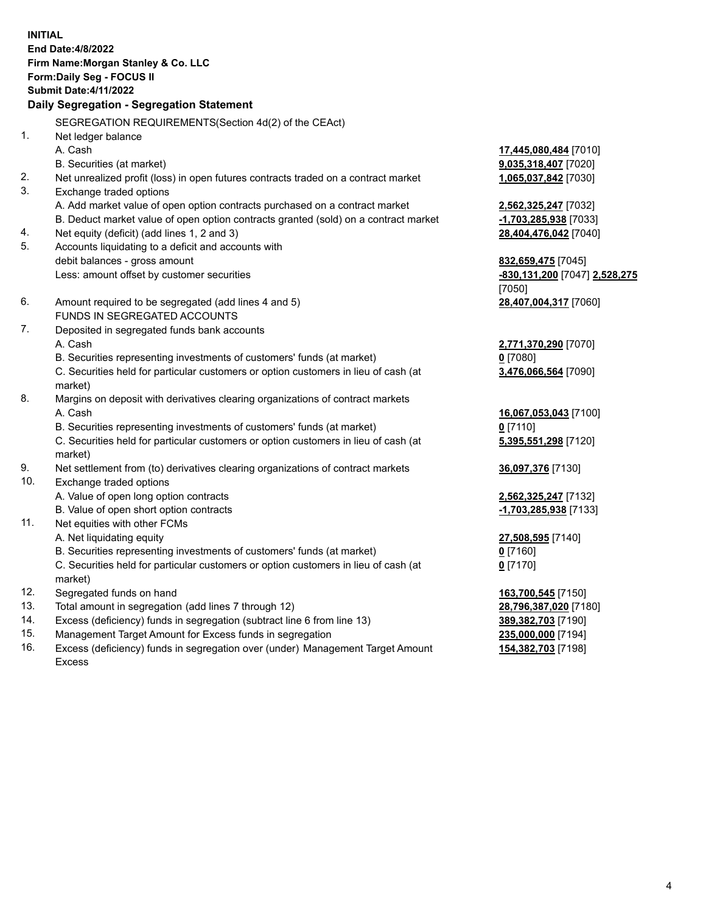**INITIAL**
**End Date:4/8/2022**
**Firm Name:Morgan Stanley & Co. LLC**
**Form:Daily Seg - FOCUS II**
**Submit Date:4/11/2022**

## Daily Segregation - Segregation Statement

SEGREGATION REQUIREMENTS(Section 4d(2) of the CEAct)

| | | |
|---|---|---|
| 1. | Net ledger balance | |
| | A. Cash | **17,445,080,484** [7010] |
| | B. Securities (at market) | **9,035,318,407** [7020] |
| 2. | Net unrealized profit (loss) in open futures contracts traded on a contract market | **1,065,037,842** [7030] |
| 3. | Exchange traded options | |
| | A. Add market value of open option contracts purchased on a contract market | **2,562,325,247** [7032] |
| | B. Deduct market value of open option contracts granted (sold) on a contract market | **-1,703,285,938** [7033] |
| 4. | Net equity (deficit) (add lines 1, 2 and 3) | **28,404,476,042** [7040] |
| 5. | Accounts liquidating to a deficit and accounts with debit balances - gross amount | **832,659,475** [7045] |
| | Less: amount offset by customer securities | **-830,131,200** [7047] **2,528,275** [7050] |
| 6. | Amount required to be segregated (add lines 4 and 5) | **28,407,004,317** [7060] |
| | FUNDS IN SEGREGATED ACCOUNTS | |
| 7. | Deposited in segregated funds bank accounts | |
| | A. Cash | **2,771,370,290** [7070] |
| | B. Securities representing investments of customers' funds (at market) | **0** [7080] |
| | C. Securities held for particular customers or option customers in lieu of cash (at market) | **3,476,066,564** [7090] |
| 8. | Margins on deposit with derivatives clearing organizations of contract markets | |
| | A. Cash | **16,067,053,043** [7100] |
| | B. Securities representing investments of customers' funds (at market) | **0** [7110] |
| | C. Securities held for particular customers or option customers in lieu of cash (at market) | **5,395,551,298** [7120] |
| 9. | Net settlement from (to) derivatives clearing organizations of contract markets | **36,097,376** [7130] |
| 10. | Exchange traded options | |
| | A. Value of open long option contracts | **2,562,325,247** [7132] |
| | B. Value of open short option contracts | **-1,703,285,938** [7133] |
| 11. | Net equities with other FCMs | |
| | A. Net liquidating equity | **27,508,595** [7140] |
| | B. Securities representing investments of customers' funds (at market) | **0** [7160] |
| | C. Securities held for particular customers or option customers in lieu of cash (at market) | **0** [7170] |
| 12. | Segregated funds on hand | **163,700,545** [7150] |
| 13. | Total amount in segregation (add lines 7 through 12) | **28,796,387,020** [7180] |
| 14. | Excess (deficiency) funds in segregation (subtract line 6 from line 13) | **389,382,703** [7190] |
| 15. | Management Target Amount for Excess funds in segregation | **235,000,000** [7194] |
| 16. | Excess (deficiency) funds in segregation over (under) Management Target Amount Excess | **154,382,703** [7198] |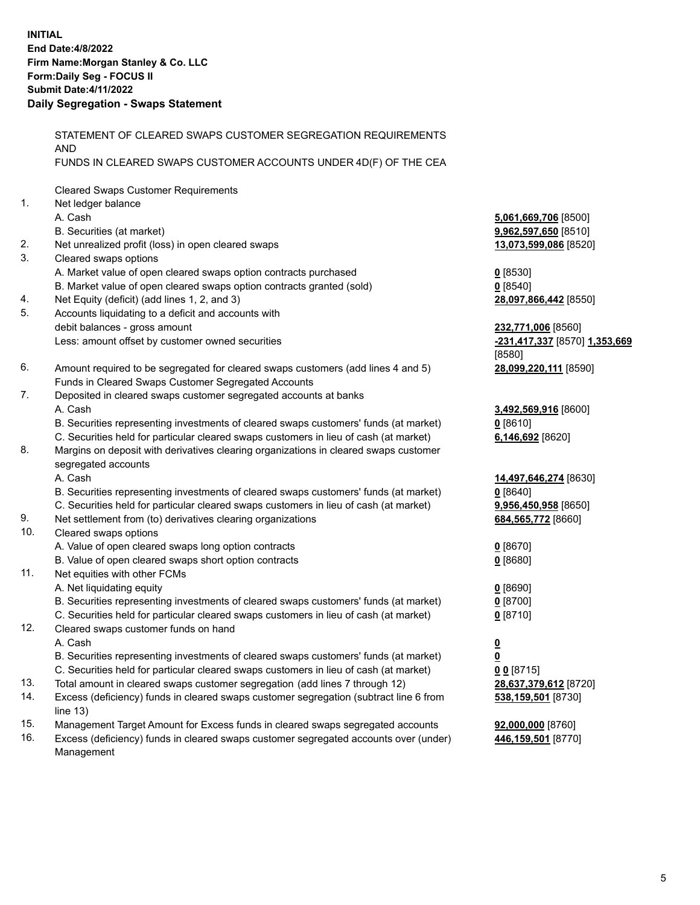**INITIAL**
**End Date:4/8/2022**
**Firm Name:Morgan Stanley & Co. LLC**
**Form:Daily Seg - FOCUS II**
**Submit Date:4/11/2022**
**Daily Segregation - Swaps Statement**

STATEMENT OF CLEARED SWAPS CUSTOMER SEGREGATION REQUIREMENTS AND FUNDS IN CLEARED SWAPS CUSTOMER ACCOUNTS UNDER 4D(F) OF THE CEA

| | | |
|---|---|---|
| | Cleared Swaps Customer Requirements | |
| 1. | Net ledger balance | |
| | A. Cash | **5,061,669,706** [8500] |
| | B. Securities (at market) | **9,962,597,650** [8510] |
| 2. | Net unrealized profit (loss) in open cleared swaps | **13,073,599,086** [8520] |
| 3. | Cleared swaps options | |
| | A. Market value of open cleared swaps option contracts purchased | **0** [8530] |
| | B. Market value of open cleared swaps option contracts granted (sold) | **0** [8540] |
| 4. | Net Equity (deficit) (add lines 1, 2, and 3) | **28,097,866,442** [8550] |
| 5. | Accounts liquidating to a deficit and accounts with debit balances - gross amount | **232,771,006** [8560] |
| | Less: amount offset by customer owned securities | **-231,417,337** [8570] **1,353,669** [8580] |
| 6. | Amount required to be segregated for cleared swaps customers (add lines 4 and 5) | **28,099,220,111** [8590] |
| | Funds in Cleared Swaps Customer Segregated Accounts | |
| 7. | Deposited in cleared swaps customer segregated accounts at banks | |
| | A. Cash | **3,492,569,916** [8600] |
| | B. Securities representing investments of cleared swaps customers' funds (at market) | **0** [8610] |
| | C. Securities held for particular cleared swaps customers in lieu of cash (at market) | **6,146,692** [8620] |
| 8. | Margins on deposit with derivatives clearing organizations in cleared swaps customer segregated accounts | |
| | A. Cash | **14,497,646,274** [8630] |
| | B. Securities representing investments of cleared swaps customers' funds (at market) | **0** [8640] |
| | C. Securities held for particular cleared swaps customers in lieu of cash (at market) | **9,956,450,958** [8650] |
| 9. | Net settlement from (to) derivatives clearing organizations | **684,565,772** [8660] |
| 10. | Cleared swaps options | |
| | A. Value of open cleared swaps long option contracts | **0** [8670] |
| | B. Value of open cleared swaps short option contracts | **0** [8680] |
| 11. | Net equities with other FCMs | |
| | A. Net liquidating equity | **0** [8690] |
| | B. Securities representing investments of cleared swaps customers' funds (at market) | **0** [8700] |
| | C. Securities held for particular cleared swaps customers in lieu of cash (at market) | **0** [8710] |
| 12. | Cleared swaps customer funds on hand | |
| | A. Cash | **0** |
| | B. Securities representing investments of cleared swaps customers' funds (at market) | **0** |
| | C. Securities held for particular cleared swaps customers in lieu of cash (at market) | **0** **0** [8715] |
| 13. | Total amount in cleared swaps customer segregation (add lines 7 through 12) | **28,637,379,612** [8720] |
| 14. | Excess (deficiency) funds in cleared swaps customer segregation (subtract line 6 from line 13) | **538,159,501** [8730] |
| 15. | Management Target Amount for Excess funds in cleared swaps segregated accounts | **92,000,000** [8760] |
| 16. | Excess (deficiency) funds in cleared swaps customer segregated accounts over (under) Management | **446,159,501** [8770] |